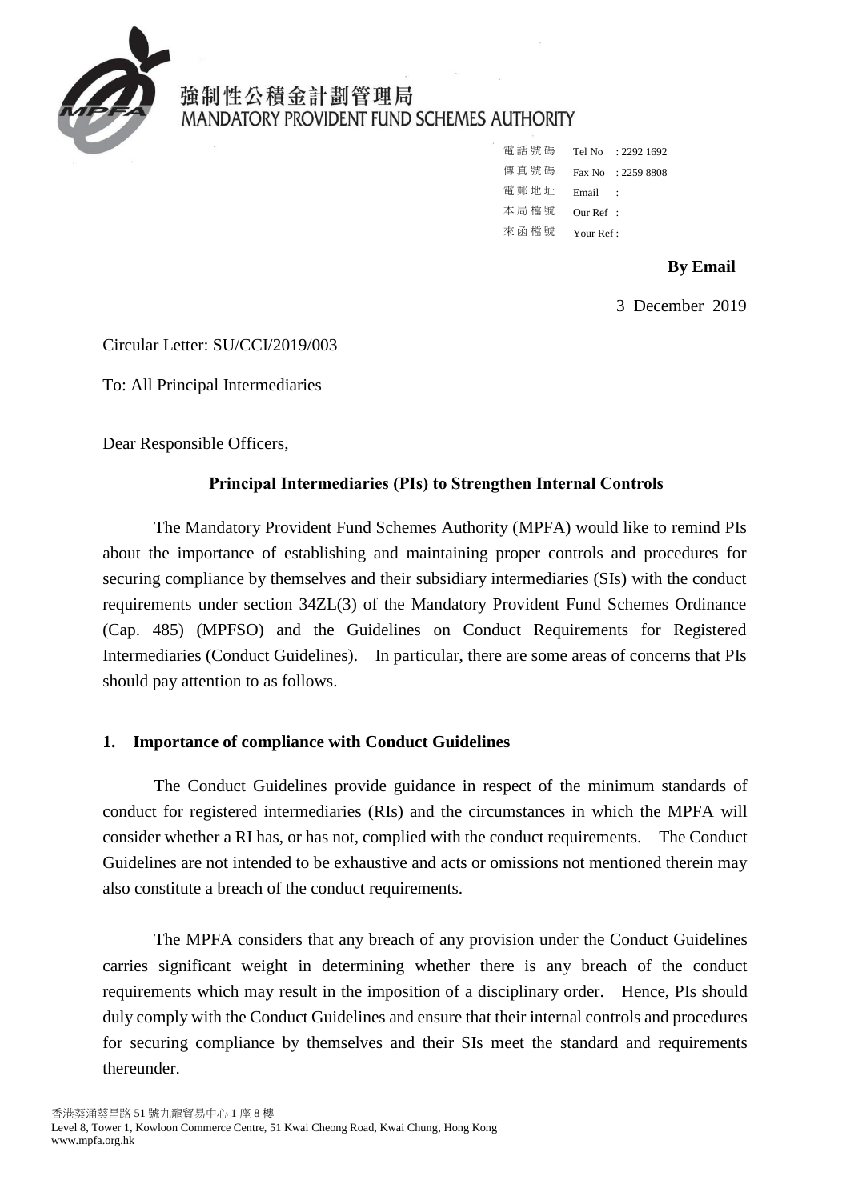強制性公積金計劃管理局
MANDATORY PROVIDENT FUND SCHEMES AUTHORITY

| | | |
|---|---|---|
| 電話號碼 | Tel No | : 2292 1692 |
| 傳真號碼 | Fax No | : 2259 8808 |
| 電郵地址 | Email | : |
| 本局檔號 | Our Ref | : |
| 來函檔號 | Your Ref | : |

**By Email**

3 December 2019

Circular Letter: SU/CCI/2019/003

To: All Principal Intermediaries

Dear Responsible Officers,

**Principal Intermediaries (PIs) to Strengthen Internal Controls**

The Mandatory Provident Fund Schemes Authority (MPFA) would like to remind PIs about the importance of establishing and maintaining proper controls and procedures for securing compliance by themselves and their subsidiary intermediaries (SIs) with the conduct requirements under section 34ZL(3) of the Mandatory Provident Fund Schemes Ordinance (Cap. 485) (MPFSO) and the Guidelines on Conduct Requirements for Registered Intermediaries (Conduct Guidelines). In particular, there are some areas of concerns that PIs should pay attention to as follows.

## 1. Importance of compliance with Conduct Guidelines

The Conduct Guidelines provide guidance in respect of the minimum standards of conduct for registered intermediaries (RIs) and the circumstances in which the MPFA will consider whether a RI has, or has not, complied with the conduct requirements. The Conduct Guidelines are not intended to be exhaustive and acts or omissions not mentioned therein may also constitute a breach of the conduct requirements.

The MPFA considers that any breach of any provision under the Conduct Guidelines carries significant weight in determining whether there is any breach of the conduct requirements which may result in the imposition of a disciplinary order. Hence, PIs should duly comply with the Conduct Guidelines and ensure that their internal controls and procedures for securing compliance by themselves and their SIs meet the standard and requirements thereunder.

香港葵涌葵昌路51號九龍貿易中心1座8樓
Level 8, Tower 1, Kowloon Commerce Centre, 51 Kwai Cheong Road, Kwai Chung, Hong Kong
www.mpfa.org.hk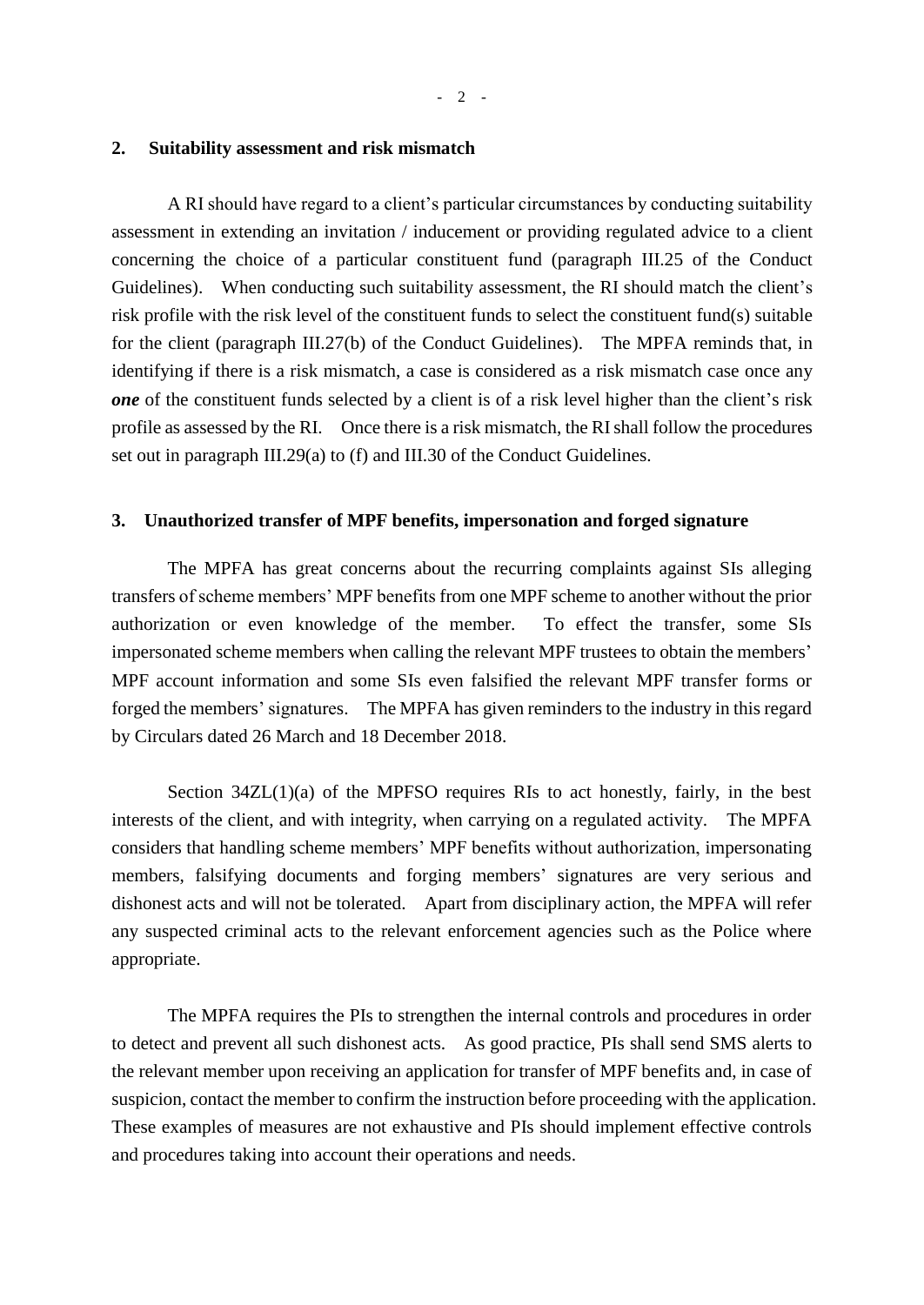## 2. Suitability assessment and risk mismatch

A RI should have regard to a client's particular circumstances by conducting suitability assessment in extending an invitation / inducement or providing regulated advice to a client concerning the choice of a particular constituent fund (paragraph III.25 of the Conduct Guidelines). When conducting such suitability assessment, the RI should match the client's risk profile with the risk level of the constituent funds to select the constituent fund(s) suitable for the client (paragraph III.27(b) of the Conduct Guidelines). The MPFA reminds that, in identifying if there is a risk mismatch, a case is considered as a risk mismatch case once any ***one*** of the constituent funds selected by a client is of a risk level higher than the client's risk profile as assessed by the RI. Once there is a risk mismatch, the RI shall follow the procedures set out in paragraph III.29(a) to (f) and III.30 of the Conduct Guidelines.

## 3. Unauthorized transfer of MPF benefits, impersonation and forged signature

The MPFA has great concerns about the recurring complaints against SIs alleging transfers of scheme members' MPF benefits from one MPF scheme to another without the prior authorization or even knowledge of the member. To effect the transfer, some SIs impersonated scheme members when calling the relevant MPF trustees to obtain the members' MPF account information and some SIs even falsified the relevant MPF transfer forms or forged the members' signatures. The MPFA has given reminders to the industry in this regard by Circulars dated 26 March and 18 December 2018.

Section 34ZL(1)(a) of the MPFSO requires RIs to act honestly, fairly, in the best interests of the client, and with integrity, when carrying on a regulated activity. The MPFA considers that handling scheme members' MPF benefits without authorization, impersonating members, falsifying documents and forging members' signatures are very serious and dishonest acts and will not be tolerated. Apart from disciplinary action, the MPFA will refer any suspected criminal acts to the relevant enforcement agencies such as the Police where appropriate.

The MPFA requires the PIs to strengthen the internal controls and procedures in order to detect and prevent all such dishonest acts. As good practice, PIs shall send SMS alerts to the relevant member upon receiving an application for transfer of MPF benefits and, in case of suspicion, contact the member to confirm the instruction before proceeding with the application. These examples of measures are not exhaustive and PIs should implement effective controls and procedures taking into account their operations and needs.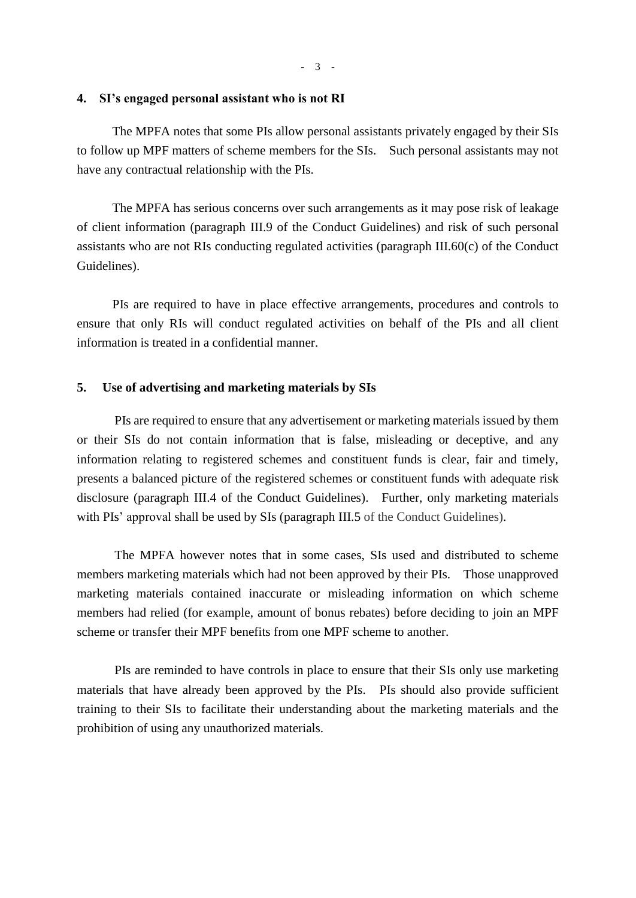**4. SI's engaged personal assistant who is not RI**

The MPFA notes that some PIs allow personal assistants privately engaged by their SIs to follow up MPF matters of scheme members for the SIs. Such personal assistants may not have any contractual relationship with the PIs.

The MPFA has serious concerns over such arrangements as it may pose risk of leakage of client information (paragraph III.9 of the Conduct Guidelines) and risk of such personal assistants who are not RIs conducting regulated activities (paragraph III.60(c) of the Conduct Guidelines).

PIs are required to have in place effective arrangements, procedures and controls to ensure that only RIs will conduct regulated activities on behalf of the PIs and all client information is treated in a confidential manner.

**5. Use of advertising and marketing materials by SIs**

PIs are required to ensure that any advertisement or marketing materials issued by them or their SIs do not contain information that is false, misleading or deceptive, and any information relating to registered schemes and constituent funds is clear, fair and timely, presents a balanced picture of the registered schemes or constituent funds with adequate risk disclosure (paragraph III.4 of the Conduct Guidelines). Further, only marketing materials with PIs' approval shall be used by SIs (paragraph III.5 of the Conduct Guidelines).

The MPFA however notes that in some cases, SIs used and distributed to scheme members marketing materials which had not been approved by their PIs. Those unapproved marketing materials contained inaccurate or misleading information on which scheme members had relied (for example, amount of bonus rebates) before deciding to join an MPF scheme or transfer their MPF benefits from one MPF scheme to another.

PIs are reminded to have controls in place to ensure that their SIs only use marketing materials that have already been approved by the PIs. PIs should also provide sufficient training to their SIs to facilitate their understanding about the marketing materials and the prohibition of using any unauthorized materials.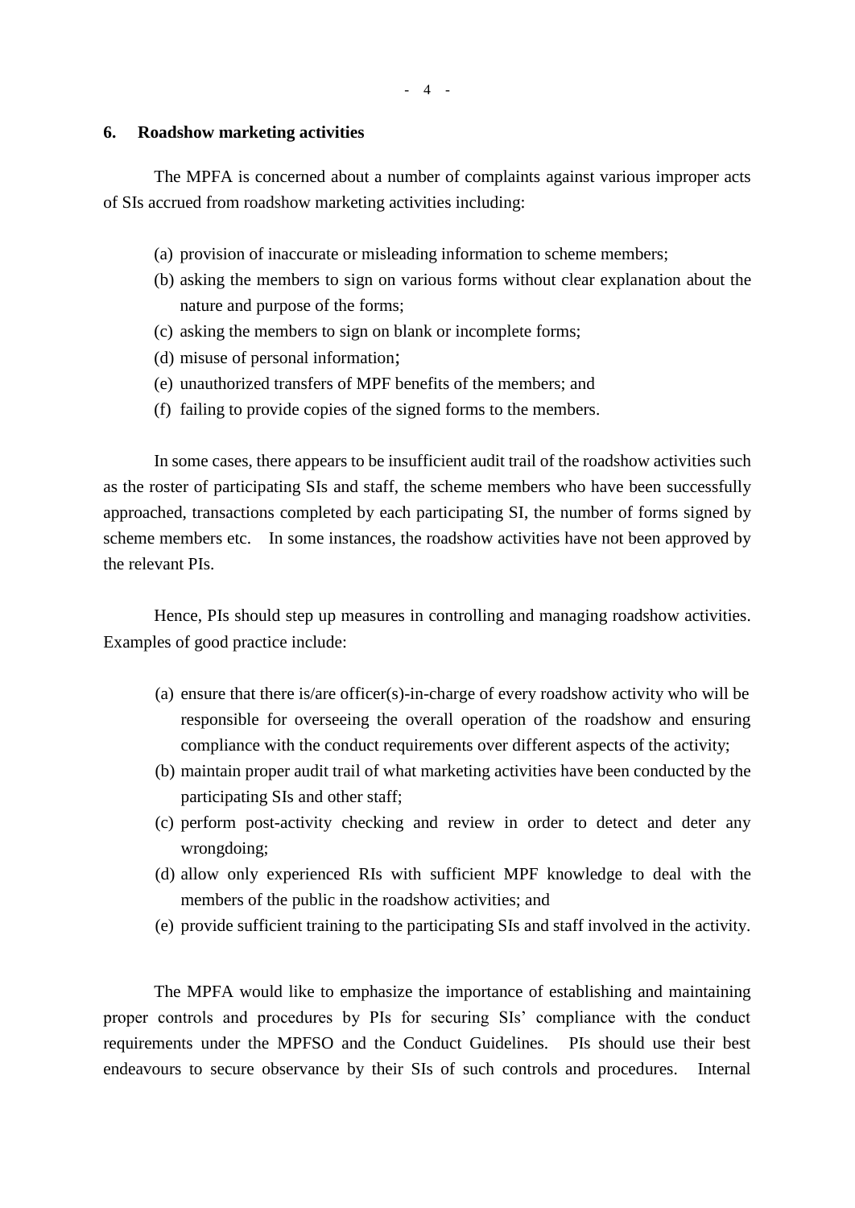## 6. Roadshow marketing activities

The MPFA is concerned about a number of complaints against various improper acts of SIs accrued from roadshow marketing activities including:

(a) provision of inaccurate or misleading information to scheme members;
(b) asking the members to sign on various forms without clear explanation about the nature and purpose of the forms;
(c) asking the members to sign on blank or incomplete forms;
(d) misuse of personal information;
(e) unauthorized transfers of MPF benefits of the members; and
(f) failing to provide copies of the signed forms to the members.

In some cases, there appears to be insufficient audit trail of the roadshow activities such as the roster of participating SIs and staff, the scheme members who have been successfully approached, transactions completed by each participating SI, the number of forms signed by scheme members etc. In some instances, the roadshow activities have not been approved by the relevant PIs.

Hence, PIs should step up measures in controlling and managing roadshow activities. Examples of good practice include:

(a) ensure that there is/are officer(s)-in-charge of every roadshow activity who will be responsible for overseeing the overall operation of the roadshow and ensuring compliance with the conduct requirements over different aspects of the activity;
(b) maintain proper audit trail of what marketing activities have been conducted by the participating SIs and other staff;
(c) perform post-activity checking and review in order to detect and deter any wrongdoing;
(d) allow only experienced RIs with sufficient MPF knowledge to deal with the members of the public in the roadshow activities; and
(e) provide sufficient training to the participating SIs and staff involved in the activity.

The MPFA would like to emphasize the importance of establishing and maintaining proper controls and procedures by PIs for securing SIs' compliance with the conduct requirements under the MPFSO and the Conduct Guidelines. PIs should use their best endeavours to secure observance by their SIs of such controls and procedures. Internal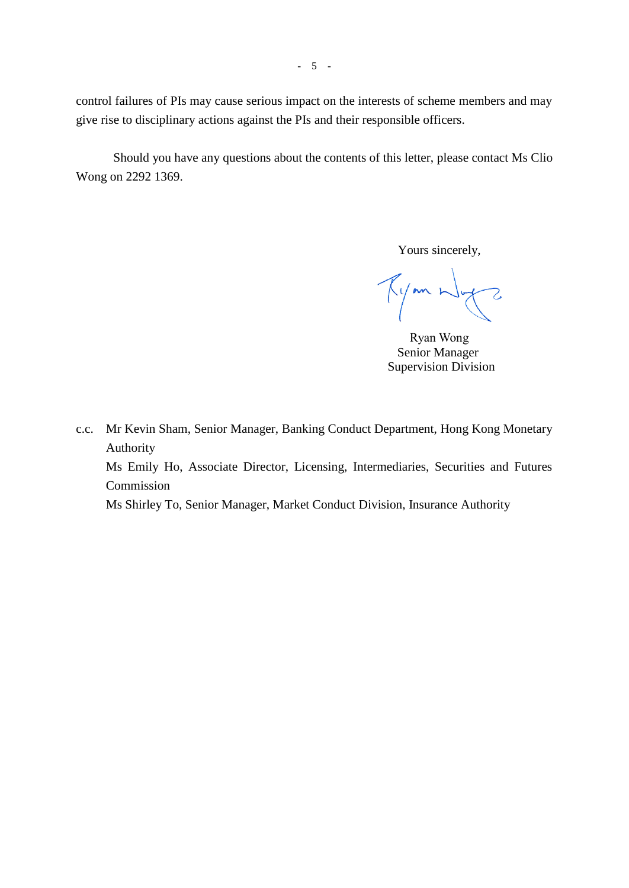control failures of PIs may cause serious impact on the interests of scheme members and may give rise to disciplinary actions against the PIs and their responsible officers.

Should you have any questions about the contents of this letter, please contact Ms Clio Wong on 2292 1369.

Yours sincerely,

Ryan Wong
Senior Manager
Supervision Division

c.c. Mr Kevin Sham, Senior Manager, Banking Conduct Department, Hong Kong Monetary Authority
Ms Emily Ho, Associate Director, Licensing, Intermediaries, Securities and Futures Commission
Ms Shirley To, Senior Manager, Market Conduct Division, Insurance Authority